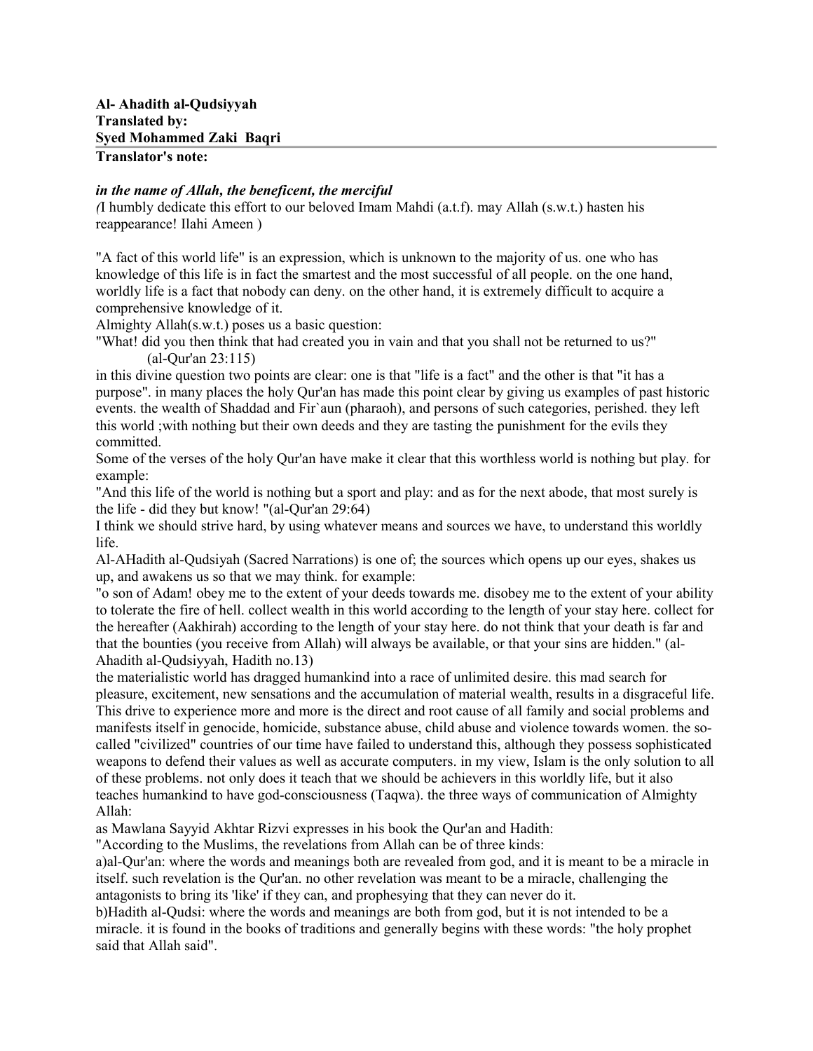**Al- Ahadith al-Qudsiyyah**
**Translated by:**
**Syed Mohammed Zaki Baqri**

**Translator's note:**

***in the name of Allah, the beneficent, the merciful***

*(*I humbly dedicate this effort to our beloved Imam Mahdi (a.t.f). may Allah (s.w.t.) hasten his reappearance! Ilahi Ameen )

"A fact of this world life" is an expression, which is unknown to the majority of us. one who has knowledge of this life is in fact the smartest and the most successful of all people. on the one hand, worldly life is a fact that nobody can deny. on the other hand, it is extremely difficult to acquire a comprehensive knowledge of it.

Almighty Allah(s.w.t.) poses us a basic question:

"What! did you then think that had created you in vain and that you shall not be returned to us?" (al-Qur'an 23:115)

in this divine question two points are clear: one is that "life is a fact" and the other is that "it has a purpose". in many places the holy Qur'an has made this point clear by giving us examples of past historic events. the wealth of Shaddad and Fir`aun (pharaoh), and persons of such categories, perished. they left this world ;with nothing but their own deeds and they are tasting the punishment for the evils they committed.

Some of the verses of the holy Qur'an have make it clear that this worthless world is nothing but play. for example:

"And this life of the world is nothing but a sport and play: and as for the next abode, that most surely is the life - did they but know! "(al-Qur'an 29:64)

I think we should strive hard, by using whatever means and sources we have, to understand this worldly life.

Al-AHadith al-Qudsiyah (Sacred Narrations) is one of; the sources which opens up our eyes, shakes us up, and awakens us so that we may think. for example:

"o son of Adam! obey me to the extent of your deeds towards me. disobey me to the extent of your ability to tolerate the fire of hell. collect wealth in this world according to the length of your stay here. collect for the hereafter (Aakhirah) according to the length of your stay here. do not think that your death is far and that the bounties (you receive from Allah) will always be available, or that your sins are hidden." (al-Ahadith al-Qudsiyyah, Hadith no.13)

the materialistic world has dragged humankind into a race of unlimited desire. this mad search for pleasure, excitement, new sensations and the accumulation of material wealth, results in a disgraceful life. This drive to experience more and more is the direct and root cause of all family and social problems and manifests itself in genocide, homicide, substance abuse, child abuse and violence towards women. the so-called "civilized" countries of our time have failed to understand this, although they possess sophisticated weapons to defend their values as well as accurate computers. in my view, Islam is the only solution to all of these problems. not only does it teach that we should be achievers in this worldly life, but it also teaches humankind to have god-consciousness (Taqwa). the three ways of communication of Almighty Allah:

as Mawlana Sayyid Akhtar Rizvi expresses in his book the Qur'an and Hadith:

"According to the Muslims, the revelations from Allah can be of three kinds:

a)al-Qur'an: where the words and meanings both are revealed from god, and it is meant to be a miracle in itself. such revelation is the Qur'an. no other revelation was meant to be a miracle, challenging the antagonists to bring its 'like' if they can, and prophesying that they can never do it.

b)Hadith al-Qudsi: where the words and meanings are both from god, but it is not intended to be a miracle. it is found in the books of traditions and generally begins with these words: "the holy prophet said that Allah said".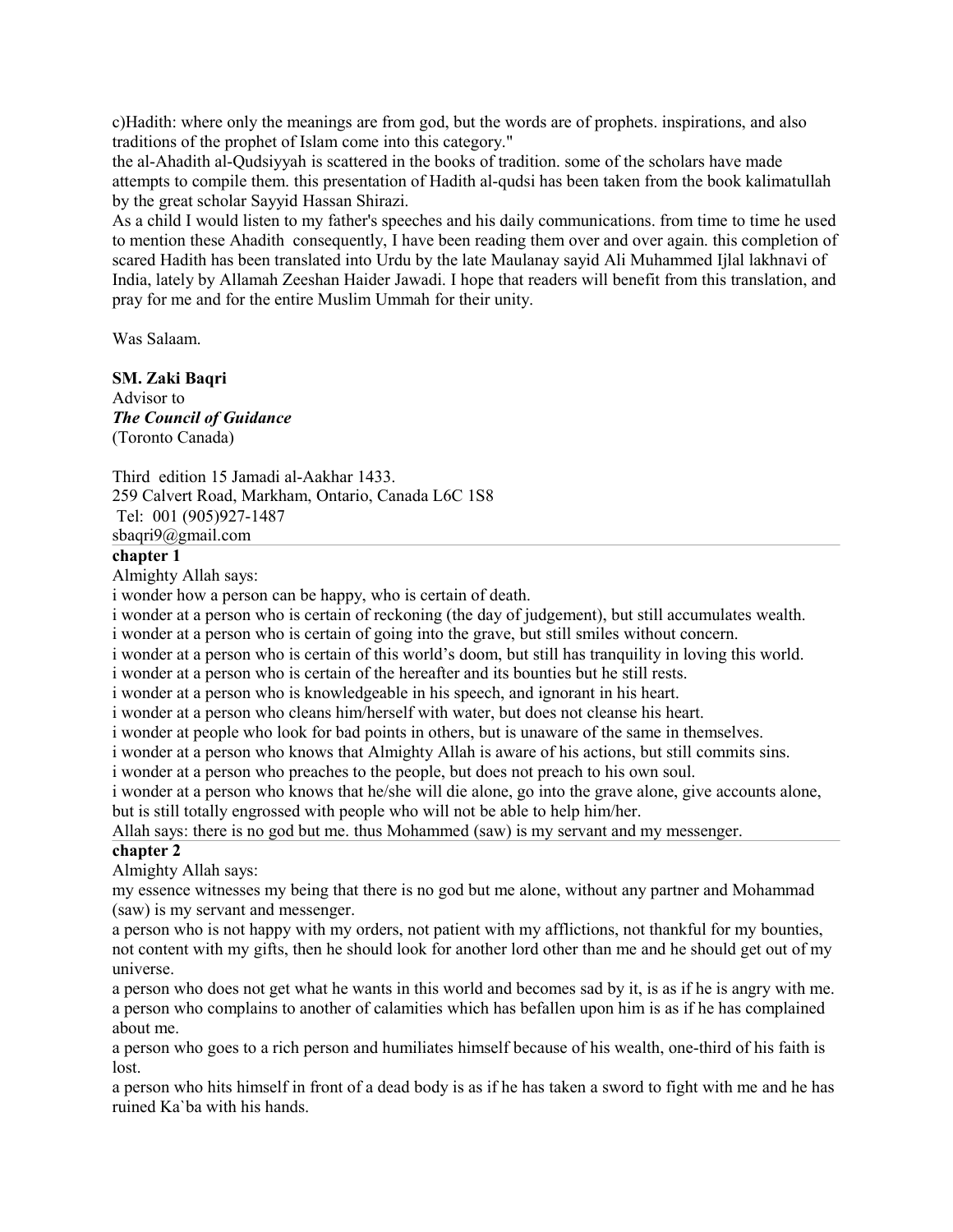c)Hadith: where only the meanings are from god, but the words are of prophets. inspirations, and also traditions of the prophet of Islam come into this category."

the al-Ahadith al-Qudsiyyah is scattered in the books of tradition. some of the scholars have made attempts to compile them. this presentation of Hadith al-qudsi has been taken from the book kalimatullah by the great scholar Sayyid Hassan Shirazi.

As a child I would listen to my father's speeches and his daily communications. from time to time he used to mention these Ahadith consequently, I have been reading them over and over again. this completion of scared Hadith has been translated into Urdu by the late Maulanay sayid Ali Muhammed Ijlal lakhnavi of India, lately by Allamah Zeeshan Haider Jawadi. I hope that readers will benefit from this translation, and pray for me and for the entire Muslim Ummah for their unity.

Was Salaam.

**SM. Zaki Baqri**
Advisor to
***The Council of Guidance***
(Toronto Canada)

Third edition 15 Jamadi al-Aakhar 1433.
259 Calvert Road, Markham, Ontario, Canada L6C 1S8
Tel: 001 (905)927-1487
sbaqri9@gmail.com

---

## chapter 1

Almighty Allah says:

i wonder how a person can be happy, who is certain of death.

i wonder at a person who is certain of reckoning (the day of judgement), but still accumulates wealth.

i wonder at a person who is certain of going into the grave, but still smiles without concern.

i wonder at a person who is certain of this world's doom, but still has tranquility in loving this world.

i wonder at a person who is certain of the hereafter and its bounties but he still rests.

i wonder at a person who is knowledgeable in his speech, and ignorant in his heart.

i wonder at a person who cleans him/herself with water, but does not cleanse his heart.

i wonder at people who look for bad points in others, but is unaware of the same in themselves.

i wonder at a person who knows that Almighty Allah is aware of his actions, but still commits sins.

i wonder at a person who preaches to the people, but does not preach to his own soul.

i wonder at a person who knows that he/she will die alone, go into the grave alone, give accounts alone, but is still totally engrossed with people who will not be able to help him/her.

Allah says: there is no god but me. thus Mohammed (saw) is my servant and my messenger.

---

## chapter 2

Almighty Allah says:

my essence witnesses my being that there is no god but me alone, without any partner and Mohammad (saw) is my servant and messenger.

a person who is not happy with my orders, not patient with my afflictions, not thankful for my bounties, not content with my gifts, then he should look for another lord other than me and he should get out of my universe.

a person who does not get what he wants in this world and becomes sad by it, is as if he is angry with me.

a person who complains to another of calamities which has befallen upon him is as if he has complained about me.

a person who goes to a rich person and humiliates himself because of his wealth, one-third of his faith is lost.

a person who hits himself in front of a dead body is as if he has taken a sword to fight with me and he has ruined Ka`ba with his hands.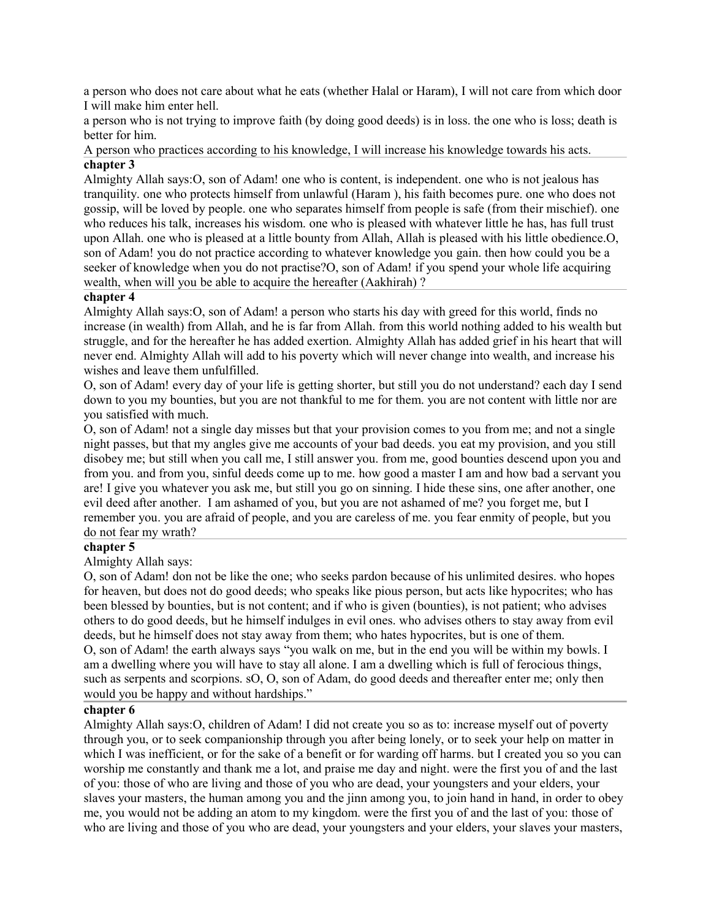a person who does not care about what he eats (whether Halal or Haram), I will not care from which door I will make him enter hell.

a person who is not trying to improve faith (by doing good deeds) is in loss. the one who is loss; death is better for him.

A person who practices according to his knowledge, I will increase his knowledge towards his acts.

**chapter 3**

Almighty Allah says:O, son of Adam! one who is content, is independent. one who is not jealous has tranquility. one who protects himself from unlawful (Haram ), his faith becomes pure. one who does not gossip, will be loved by people. one who separates himself from people is safe (from their mischief). one who reduces his talk, increases his wisdom. one who is pleased with whatever little he has, has full trust upon Allah. one who is pleased at a little bounty from Allah, Allah is pleased with his little obedience.O, son of Adam! you do not practice according to whatever knowledge you gain. then how could you be a seeker of knowledge when you do not practise?O, son of Adam! if you spend your whole life acquiring wealth, when will you be able to acquire the hereafter (Aakhirah) ?

**chapter 4**

Almighty Allah says:O, son of Adam! a person who starts his day with greed for this world, finds no increase (in wealth) from Allah, and he is far from Allah. from this world nothing added to his wealth but struggle, and for the hereafter he has added exertion. Almighty Allah has added grief in his heart that will never end. Almighty Allah will add to his poverty which will never change into wealth, and increase his wishes and leave them unfulfilled.

O, son of Adam! every day of your life is getting shorter, but still you do not understand? each day I send down to you my bounties, but you are not thankful to me for them. you are not content with little nor are you satisfied with much.

O, son of Adam! not a single day misses but that your provision comes to you from me; and not a single night passes, but that my angles give me accounts of your bad deeds. you eat my provision, and you still disobey me; but still when you call me, I still answer you. from me, good bounties descend upon you and from you. and from you, sinful deeds come up to me. how good a master I am and how bad a servant you are! I give you whatever you ask me, but still you go on sinning. I hide these sins, one after another, one evil deed after another. I am ashamed of you, but you are not ashamed of me? you forget me, but I remember you. you are afraid of people, and you are careless of me. you fear enmity of people, but you do not fear my wrath?

**chapter 5**

Almighty Allah says:

O, son of Adam! don not be like the one; who seeks pardon because of his unlimited desires. who hopes for heaven, but does not do good deeds; who speaks like pious person, but acts like hypocrites; who has been blessed by bounties, but is not content; and if who is given (bounties), is not patient; who advises others to do good deeds, but he himself indulges in evil ones. who advises others to stay away from evil deeds, but he himself does not stay away from them; who hates hypocrites, but is one of them.

O, son of Adam! the earth always says "you walk on me, but in the end you will be within my bowls. I am a dwelling where you will have to stay all alone. I am a dwelling which is full of ferocious things, such as serpents and scorpions. sO, O, son of Adam, do good deeds and thereafter enter me; only then would you be happy and without hardships."

**chapter 6**

Almighty Allah says:O, children of Adam! I did not create you so as to: increase myself out of poverty through you, or to seek companionship through you after being lonely, or to seek your help on matter in which I was inefficient, or for the sake of a benefit or for warding off harms. but I created you so you can worship me constantly and thank me a lot, and praise me day and night. were the first you of and the last of you: those of who are living and those of you who are dead, your youngsters and your elders, your slaves your masters, the human among you and the jinn among you, to join hand in hand, in order to obey me, you would not be adding an atom to my kingdom. were the first you of and the last of you: those of who are living and those of you who are dead, your youngsters and your elders, your slaves your masters,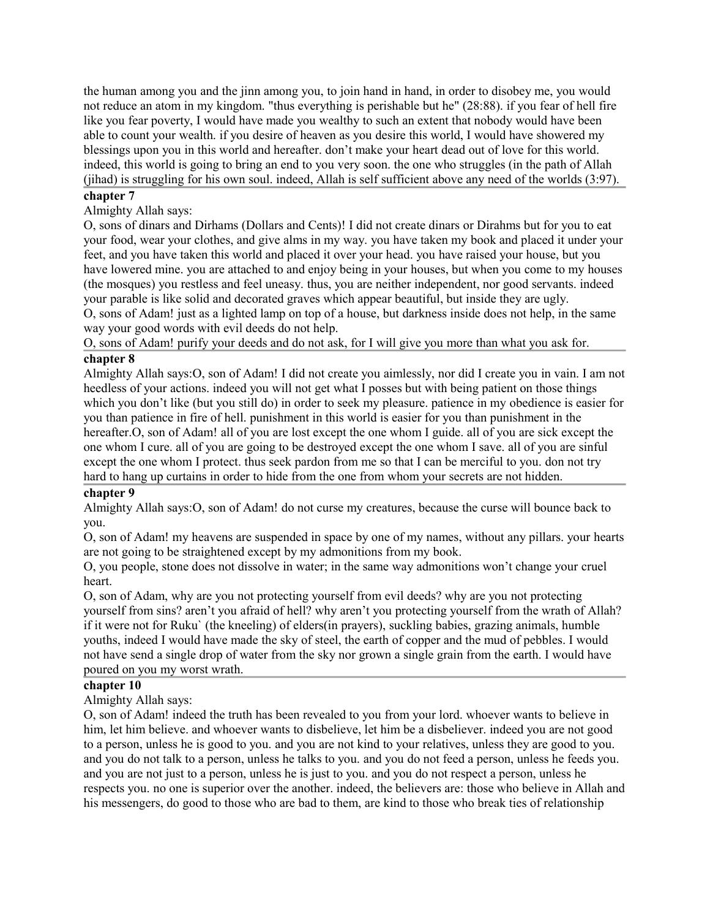the human among you and the jinn among you, to join hand in hand, in order to disobey me, you would not reduce an atom in my kingdom. "thus everything is perishable but he" (28:88). if you fear of hell fire like you fear poverty, I would have made you wealthy to such an extent that nobody would have been able to count your wealth. if you desire of heaven as you desire this world, I would have showered my blessings upon you in this world and hereafter. don't make your heart dead out of love for this world. indeed, this world is going to bring an end to you very soon. the one who struggles (in the path of Allah (jihad) is struggling for his own soul. indeed, Allah is self sufficient above any need of the worlds (3:97).

**chapter 7**

Almighty Allah says:

O, sons of dinars and Dirhams (Dollars and Cents)! I did not create dinars or Dirahms but for you to eat your food, wear your clothes, and give alms in my way. you have taken my book and placed it under your feet, and you have taken this world and placed it over your head. you have raised your house, but you have lowered mine. you are attached to and enjoy being in your houses, but when you come to my houses (the mosques) you restless and feel uneasy. thus, you are neither independent, nor good servants. indeed your parable is like solid and decorated graves which appear beautiful, but inside they are ugly.

O, sons of Adam! just as a lighted lamp on top of a house, but darkness inside does not help, in the same way your good words with evil deeds do not help.

O, sons of Adam! purify your deeds and do not ask, for I will give you more than what you ask for.

**chapter 8**

Almighty Allah says:O, son of Adam! I did not create you aimlessly, nor did I create you in vain. I am not heedless of your actions. indeed you will not get what I posses but with being patient on those things which you don't like (but you still do) in order to seek my pleasure. patience in my obedience is easier for you than patience in fire of hell. punishment in this world is easier for you than punishment in the hereafter.O, son of Adam! all of you are lost except the one whom I guide. all of you are sick except the one whom I cure. all of you are going to be destroyed except the one whom I save. all of you are sinful except the one whom I protect. thus seek pardon from me so that I can be merciful to you. don not try hard to hang up curtains in order to hide from the one from whom your secrets are not hidden.

**chapter 9**

Almighty Allah says:O, son of Adam! do not curse my creatures, because the curse will bounce back to you.

O, son of Adam! my heavens are suspended in space by one of my names, without any pillars. your hearts are not going to be straightened except by my admonitions from my book.

O, you people, stone does not dissolve in water; in the same way admonitions won't change your cruel heart.

O, son of Adam, why are you not protecting yourself from evil deeds? why are you not protecting yourself from sins? aren't you afraid of hell? why aren't you protecting yourself from the wrath of Allah? if it were not for Ruku` (the kneeling) of elders(in prayers), suckling babies, grazing animals, humble youths, indeed I would have made the sky of steel, the earth of copper and the mud of pebbles. I would not have send a single drop of water from the sky nor grown a single grain from the earth. I would have poured on you my worst wrath.

**chapter 10**

Almighty Allah says:

O, son of Adam! indeed the truth has been revealed to you from your lord. whoever wants to believe in him, let him believe. and whoever wants to disbelieve, let him be a disbeliever. indeed you are not good to a person, unless he is good to you. and you are not kind to your relatives, unless they are good to you. and you do not talk to a person, unless he talks to you. and you do not feed a person, unless he feeds you. and you are not just to a person, unless he is just to you. and you do not respect a person, unless he respects you. no one is superior over the another. indeed, the believers are: those who believe in Allah and his messengers, do good to those who are bad to them, are kind to those who break ties of relationship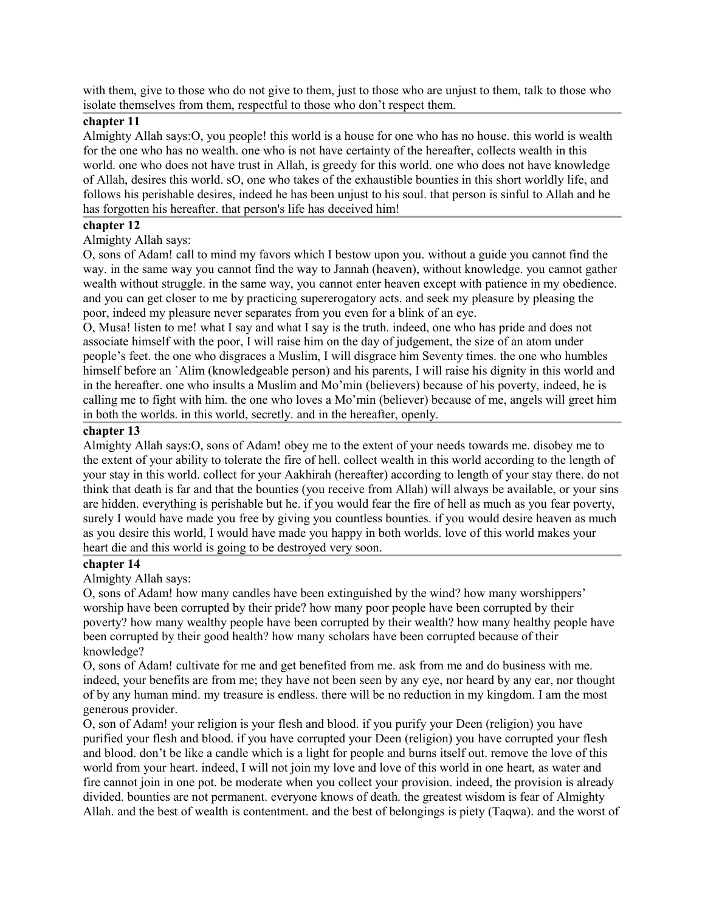with them, give to those who do not give to them, just to those who are unjust to them, talk to those who isolate themselves from them, respectful to those who don't respect them.

**chapter 11**

Almighty Allah says:O, you people! this world is a house for one who has no house. this world is wealth for the one who has no wealth. one who is not have certainty of the hereafter, collects wealth in this world. one who does not have trust in Allah, is greedy for this world. one who does not have knowledge of Allah, desires this world. sO, one who takes of the exhaustible bounties in this short worldly life, and follows his perishable desires, indeed he has been unjust to his soul. that person is sinful to Allah and he has forgotten his hereafter. that person's life has deceived him!

**chapter 12**

Almighty Allah says:

O, sons of Adam! call to mind my favors which I bestow upon you. without a guide you cannot find the way. in the same way you cannot find the way to Jannah (heaven), without knowledge. you cannot gather wealth without struggle. in the same way, you cannot enter heaven except with patience in my obedience. and you can get closer to me by practicing supererogatory acts. and seek my pleasure by pleasing the poor, indeed my pleasure never separates from you even for a blink of an eye.

O, Musa! listen to me! what I say and what I say is the truth. indeed, one who has pride and does not associate himself with the poor, I will raise him on the day of judgement, the size of an atom under people's feet. the one who disgraces a Muslim, I will disgrace him Seventy times. the one who humbles himself before an `Alim (knowledgeable person) and his parents, I will raise his dignity in this world and in the hereafter. one who insults a Muslim and Mo'min (believers) because of his poverty, indeed, he is calling me to fight with him. the one who loves a Mo'min (believer) because of me, angels will greet him in both the worlds. in this world, secretly. and in the hereafter, openly.

**chapter 13**

Almighty Allah says:O, sons of Adam! obey me to the extent of your needs towards me. disobey me to the extent of your ability to tolerate the fire of hell. collect wealth in this world according to the length of your stay in this world. collect for your Aakhirah (hereafter) according to length of your stay there. do not think that death is far and that the bounties (you receive from Allah) will always be available, or your sins are hidden. everything is perishable but he. if you would fear the fire of hell as much as you fear poverty, surely I would have made you free by giving you countless bounties. if you would desire heaven as much as you desire this world, I would have made you happy in both worlds. love of this world makes your heart die and this world is going to be destroyed very soon.

**chapter 14**

Almighty Allah says:

O, sons of Adam! how many candles have been extinguished by the wind? how many worshippers' worship have been corrupted by their pride? how many poor people have been corrupted by their poverty? how many wealthy people have been corrupted by their wealth? how many healthy people have been corrupted by their good health? how many scholars have been corrupted because of their knowledge?

O, sons of Adam! cultivate for me and get benefited from me. ask from me and do business with me. indeed, your benefits are from me; they have not been seen by any eye, nor heard by any ear, nor thought of by any human mind. my treasure is endless. there will be no reduction in my kingdom. I am the most generous provider.

O, son of Adam! your religion is your flesh and blood. if you purify your Deen (religion) you have purified your flesh and blood. if you have corrupted your Deen (religion) you have corrupted your flesh and blood. don't be like a candle which is a light for people and burns itself out. remove the love of this world from your heart. indeed, I will not join my love and love of this world in one heart, as water and fire cannot join in one pot. be moderate when you collect your provision. indeed, the provision is already divided. bounties are not permanent. everyone knows of death. the greatest wisdom is fear of Almighty Allah. and the best of wealth is contentment. and the best of belongings is piety (Taqwa). and the worst of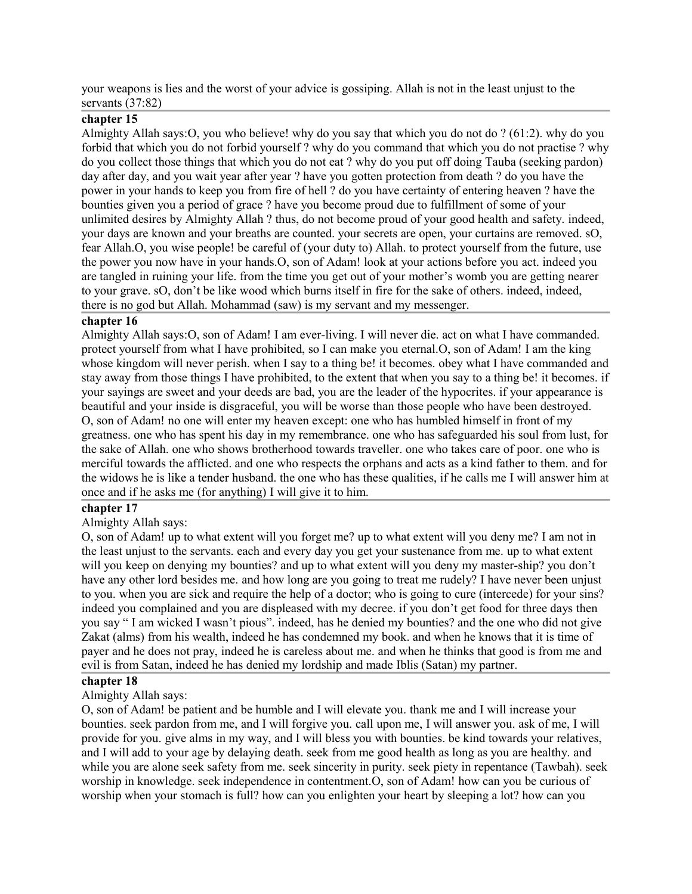your weapons is lies and the worst of your advice is gossiping. Allah is not in the least unjust to the servants (37:82)

## chapter 15

Almighty Allah says:O, you who believe! why do you say that which you do not do ? (61:2). why do you forbid that which you do not forbid yourself ? why do you command that which you do not practise ? why do you collect those things that which you do not eat ? why do you put off doing Tauba (seeking pardon) day after day, and you wait year after year ? have you gotten protection from death ? do you have the power in your hands to keep you from fire of hell ? do you have certainty of entering heaven ? have the bounties given you a period of grace ? have you become proud due to fulfillment of some of your unlimited desires by Almighty Allah ? thus, do not become proud of your good health and safety. indeed, your days are known and your breaths are counted. your secrets are open, your curtains are removed. sO, fear Allah.O, you wise people! be careful of (your duty to) Allah. to protect yourself from the future, use the power you now have in your hands.O, son of Adam! look at your actions before you act. indeed you are tangled in ruining your life. from the time you get out of your mother's womb you are getting nearer to your grave. sO, don't be like wood which burns itself in fire for the sake of others. indeed, indeed, there is no god but Allah. Mohammad (saw) is my servant and my messenger.

## chapter 16

Almighty Allah says:O, son of Adam! I am ever-living. I will never die. act on what I have commanded. protect yourself from what I have prohibited, so I can make you eternal.O, son of Adam! I am the king whose kingdom will never perish. when I say to a thing be! it becomes. obey what I have commanded and stay away from those things I have prohibited, to the extent that when you say to a thing be! it becomes. if your sayings are sweet and your deeds are bad, you are the leader of the hypocrites. if your appearance is beautiful and your inside is disgraceful, you will be worse than those people who have been destroyed. O, son of Adam! no one will enter my heaven except: one who has humbled himself in front of my greatness. one who has spent his day in my remembrance. one who has safeguarded his soul from lust, for the sake of Allah. one who shows brotherhood towards traveller. one who takes care of poor. one who is merciful towards the afflicted. and one who respects the orphans and acts as a kind father to them. and for the widows he is like a tender husband. the one who has these qualities, if he calls me I will answer him at once and if he asks me (for anything) I will give it to him.

## chapter 17

Almighty Allah says:

O, son of Adam! up to what extent will you forget me? up to what extent will you deny me? I am not in the least unjust to the servants. each and every day you get your sustenance from me. up to what extent will you keep on denying my bounties? and up to what extent will you deny my master-ship? you don't have any other lord besides me. and how long are you going to treat me rudely? I have never been unjust to you. when you are sick and require the help of a doctor; who is going to cure (intercede) for your sins? indeed you complained and you are displeased with my decree. if you don't get food for three days then you say " I am wicked I wasn't pious". indeed, has he denied my bounties? and the one who did not give Zakat (alms) from his wealth, indeed he has condemned my book. and when he knows that it is time of payer and he does not pray, indeed he is careless about me. and when he thinks that good is from me and evil is from Satan, indeed he has denied my lordship and made Iblis (Satan) my partner.

## chapter 18

Almighty Allah says:

O, son of Adam! be patient and be humble and I will elevate you. thank me and I will increase your bounties. seek pardon from me, and I will forgive you. call upon me, I will answer you. ask of me, I will provide for you. give alms in my way, and I will bless you with bounties. be kind towards your relatives, and I will add to your age by delaying death. seek from me good health as long as you are healthy. and while you are alone seek safety from me. seek sincerity in purity. seek piety in repentance (Tawbah). seek worship in knowledge. seek independence in contentment.O, son of Adam! how can you be curious of worship when your stomach is full? how can you enlighten your heart by sleeping a lot? how can you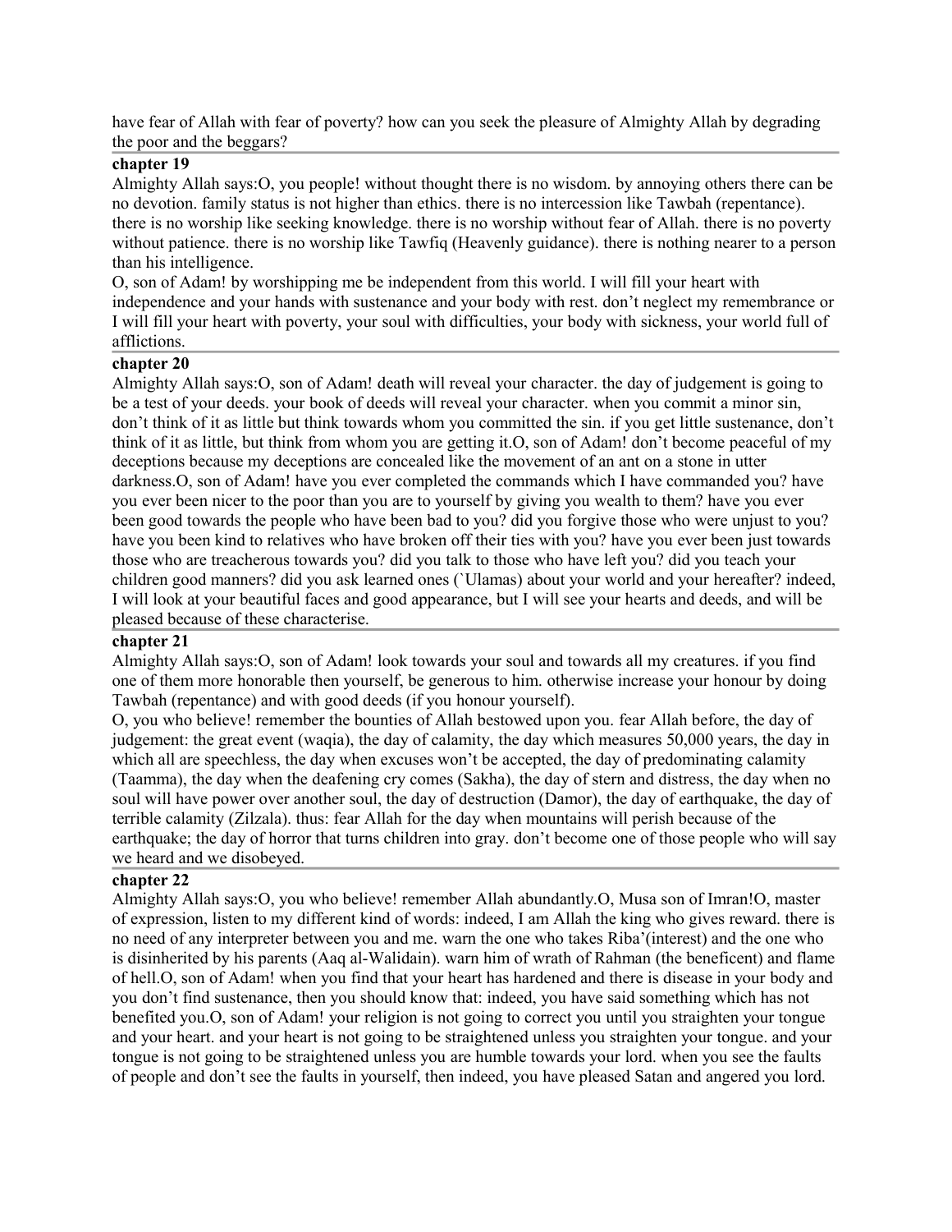have fear of Allah with fear of poverty? how can you seek the pleasure of Almighty Allah by degrading the poor and the beggars?

### chapter 19

Almighty Allah says:O, you people! without thought there is no wisdom. by annoying others there can be no devotion. family status is not higher than ethics. there is no intercession like Tawbah (repentance). there is no worship like seeking knowledge. there is no worship without fear of Allah. there is no poverty without patience. there is no worship like Tawfiq (Heavenly guidance). there is nothing nearer to a person than his intelligence.

O, son of Adam! by worshipping me be independent from this world. I will fill your heart with independence and your hands with sustenance and your body with rest. don't neglect my remembrance or I will fill your heart with poverty, your soul with difficulties, your body with sickness, your world full of afflictions.

### chapter 20

Almighty Allah says:O, son of Adam! death will reveal your character. the day of judgement is going to be a test of your deeds. your book of deeds will reveal your character. when you commit a minor sin, don't think of it as little but think towards whom you committed the sin. if you get little sustenance, don't think of it as little, but think from whom you are getting it.O, son of Adam! don't become peaceful of my deceptions because my deceptions are concealed like the movement of an ant on a stone in utter darkness.O, son of Adam! have you ever completed the commands which I have commanded you? have you ever been nicer to the poor than you are to yourself by giving you wealth to them? have you ever been good towards the people who have been bad to you? did you forgive those who were unjust to you? have you been kind to relatives who have broken off their ties with you? have you ever been just towards those who are treacherous towards you? did you talk to those who have left you? did you teach your children good manners? did you ask learned ones (`Ulamas) about your world and your hereafter? indeed, I will look at your beautiful faces and good appearance, but I will see your hearts and deeds, and will be pleased because of these characterise.

### chapter 21

Almighty Allah says:O, son of Adam! look towards your soul and towards all my creatures. if you find one of them more honorable then yourself, be generous to him. otherwise increase your honour by doing Tawbah (repentance) and with good deeds (if you honour yourself).

O, you who believe! remember the bounties of Allah bestowed upon you. fear Allah before, the day of judgement: the great event (waqia), the day of calamity, the day which measures 50,000 years, the day in which all are speechless, the day when excuses won't be accepted, the day of predominating calamity (Taamma), the day when the deafening cry comes (Sakha), the day of stern and distress, the day when no soul will have power over another soul, the day of destruction (Damor), the day of earthquake, the day of terrible calamity (Zilzala). thus: fear Allah for the day when mountains will perish because of the earthquake; the day of horror that turns children into gray. don't become one of those people who will say we heard and we disobeyed.

### chapter 22

Almighty Allah says:O, you who believe! remember Allah abundantly.O, Musa son of Imran!O, master of expression, listen to my different kind of words: indeed, I am Allah the king who gives reward. there is no need of any interpreter between you and me. warn the one who takes Riba'(interest) and the one who is disinherited by his parents (Aaq al-Walidain). warn him of wrath of Rahman (the beneficent) and flame of hell.O, son of Adam! when you find that your heart has hardened and there is disease in your body and you don't find sustenance, then you should know that: indeed, you have said something which has not benefited you.O, son of Adam! your religion is not going to correct you until you straighten your tongue and your heart. and your heart is not going to be straightened unless you straighten your tongue. and your tongue is not going to be straightened unless you are humble towards your lord. when you see the faults of people and don't see the faults in yourself, then indeed, you have pleased Satan and angered you lord.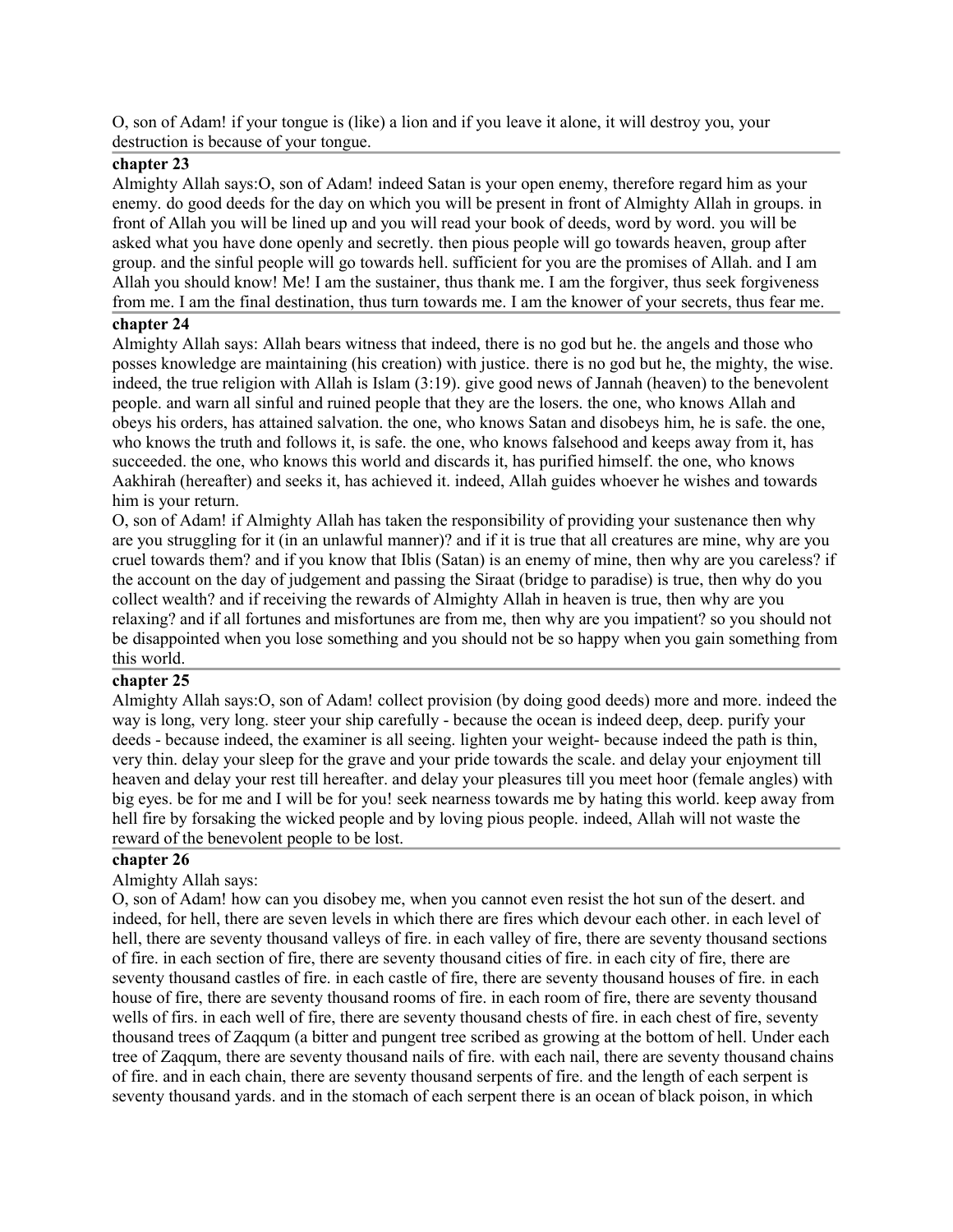O, son of Adam! if your tongue is (like) a lion and if you leave it alone, it will destroy you, your destruction is because of your tongue.

## chapter 23

Almighty Allah says:O, son of Adam! indeed Satan is your open enemy, therefore regard him as your enemy. do good deeds for the day on which you will be present in front of Almighty Allah in groups. in front of Allah you will be lined up and you will read your book of deeds, word by word. you will be asked what you have done openly and secretly. then pious people will go towards heaven, group after group. and the sinful people will go towards hell. sufficient for you are the promises of Allah. and I am Allah you should know! Me! I am the sustainer, thus thank me. I am the forgiver, thus seek forgiveness from me. I am the final destination, thus turn towards me. I am the knower of your secrets, thus fear me.

## chapter 24

Almighty Allah says: Allah bears witness that indeed, there is no god but he. the angels and those who posses knowledge are maintaining (his creation) with justice. there is no god but he, the mighty, the wise. indeed, the true religion with Allah is Islam (3:19). give good news of Jannah (heaven) to the benevolent people. and warn all sinful and ruined people that they are the losers. the one, who knows Allah and obeys his orders, has attained salvation. the one, who knows Satan and disobeys him, he is safe. the one, who knows the truth and follows it, is safe. the one, who knows falsehood and keeps away from it, has succeeded. the one, who knows this world and discards it, has purified himself. the one, who knows Aakhirah (hereafter) and seeks it, has achieved it. indeed, Allah guides whoever he wishes and towards him is your return.

O, son of Adam! if Almighty Allah has taken the responsibility of providing your sustenance then why are you struggling for it (in an unlawful manner)? and if it is true that all creatures are mine, why are you cruel towards them? and if you know that Iblis (Satan) is an enemy of mine, then why are you careless? if the account on the day of judgement and passing the Siraat (bridge to paradise) is true, then why do you collect wealth? and if receiving the rewards of Almighty Allah in heaven is true, then why are you relaxing? and if all fortunes and misfortunes are from me, then why are you impatient? so you should not be disappointed when you lose something and you should not be so happy when you gain something from this world.

## chapter 25

Almighty Allah says:O, son of Adam! collect provision (by doing good deeds) more and more. indeed the way is long, very long. steer your ship carefully - because the ocean is indeed deep, deep. purify your deeds - because indeed, the examiner is all seeing. lighten your weight- because indeed the path is thin, very thin. delay your sleep for the grave and your pride towards the scale. and delay your enjoyment till heaven and delay your rest till hereafter. and delay your pleasures till you meet hoor (female angles) with big eyes. be for me and I will be for you! seek nearness towards me by hating this world. keep away from hell fire by forsaking the wicked people and by loving pious people. indeed, Allah will not waste the reward of the benevolent people to be lost.

## chapter 26

Almighty Allah says:

O, son of Adam! how can you disobey me, when you cannot even resist the hot sun of the desert. and indeed, for hell, there are seven levels in which there are fires which devour each other. in each level of hell, there are seventy thousand valleys of fire. in each valley of fire, there are seventy thousand sections of fire. in each section of fire, there are seventy thousand cities of fire. in each city of fire, there are seventy thousand castles of fire. in each castle of fire, there are seventy thousand houses of fire. in each house of fire, there are seventy thousand rooms of fire. in each room of fire, there are seventy thousand wells of firs. in each well of fire, there are seventy thousand chests of fire. in each chest of fire, seventy thousand trees of Zaqqum (a bitter and pungent tree scribed as growing at the bottom of hell. Under each tree of Zaqqum, there are seventy thousand nails of fire. with each nail, there are seventy thousand chains of fire. and in each chain, there are seventy thousand serpents of fire. and the length of each serpent is seventy thousand yards. and in the stomach of each serpent there is an ocean of black poison, in which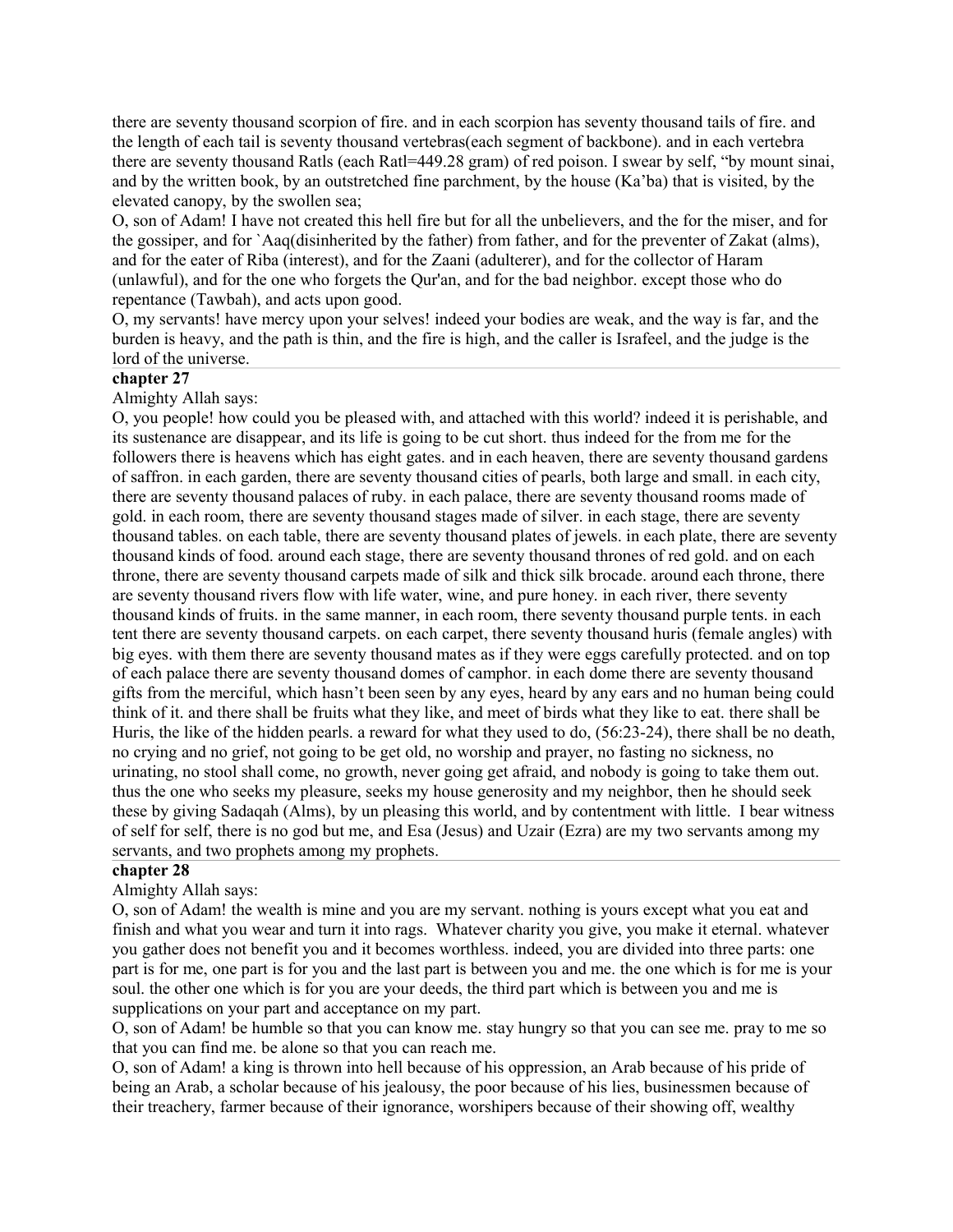there are seventy thousand scorpion of fire. and in each scorpion has seventy thousand tails of fire. and the length of each tail is seventy thousand vertebras(each segment of backbone). and in each vertebra there are seventy thousand Ratls (each Ratl=449.28 gram) of red poison. I swear by self, "by mount sinai, and by the written book, by an outstretched fine parchment, by the house (Ka'ba) that is visited, by the elevated canopy, by the swollen sea;

O, son of Adam! I have not created this hell fire but for all the unbelievers, and the for the miser, and for the gossiper, and for `Aaq(disinherited by the father) from father, and for the preventer of Zakat (alms), and for the eater of Riba (interest), and for the Zaani (adulterer), and for the collector of Haram (unlawful), and for the one who forgets the Qur'an, and for the bad neighbor. except those who do repentance (Tawbah), and acts upon good.

O, my servants! have mercy upon your selves! indeed your bodies are weak, and the way is far, and the burden is heavy, and the path is thin, and the fire is high, and the caller is Israfeel, and the judge is the lord of the universe.

**chapter 27**

Almighty Allah says:

O, you people! how could you be pleased with, and attached with this world? indeed it is perishable, and its sustenance are disappear, and its life is going to be cut short. thus indeed for the from me for the followers there is heavens which has eight gates. and in each heaven, there are seventy thousand gardens of saffron. in each garden, there are seventy thousand cities of pearls, both large and small. in each city, there are seventy thousand palaces of ruby. in each palace, there are seventy thousand rooms made of gold. in each room, there are seventy thousand stages made of silver. in each stage, there are seventy thousand tables. on each table, there are seventy thousand plates of jewels. in each plate, there are seventy thousand kinds of food. around each stage, there are seventy thousand thrones of red gold. and on each throne, there are seventy thousand carpets made of silk and thick silk brocade. around each throne, there are seventy thousand rivers flow with life water, wine, and pure honey. in each river, there seventy thousand kinds of fruits. in the same manner, in each room, there seventy thousand purple tents. in each tent there are seventy thousand carpets. on each carpet, there seventy thousand huris (female angles) with big eyes. with them there are seventy thousand mates as if they were eggs carefully protected. and on top of each palace there are seventy thousand domes of camphor. in each dome there are seventy thousand gifts from the merciful, which hasn't been seen by any eyes, heard by any ears and no human being could think of it. and there shall be fruits what they like, and meet of birds what they like to eat. there shall be Huris, the like of the hidden pearls. a reward for what they used to do, (56:23-24), there shall be no death, no crying and no grief, not going to be get old, no worship and prayer, no fasting no sickness, no urinating, no stool shall come, no growth, never going get afraid, and nobody is going to take them out. thus the one who seeks my pleasure, seeks my house generosity and my neighbor, then he should seek these by giving Sadaqah (Alms), by un pleasing this world, and by contentment with little. I bear witness of self for self, there is no god but me, and Esa (Jesus) and Uzair (Ezra) are my two servants among my servants, and two prophets among my prophets.

**chapter 28**

Almighty Allah says:

O, son of Adam! the wealth is mine and you are my servant. nothing is yours except what you eat and finish and what you wear and turn it into rags. Whatever charity you give, you make it eternal. whatever you gather does not benefit you and it becomes worthless. indeed, you are divided into three parts: one part is for me, one part is for you and the last part is between you and me. the one which is for me is your soul. the other one which is for you are your deeds, the third part which is between you and me is supplications on your part and acceptance on my part.

O, son of Adam! be humble so that you can know me. stay hungry so that you can see me. pray to me so that you can find me. be alone so that you can reach me.

O, son of Adam! a king is thrown into hell because of his oppression, an Arab because of his pride of being an Arab, a scholar because of his jealousy, the poor because of his lies, businessmen because of their treachery, farmer because of their ignorance, worshipers because of their showing off, wealthy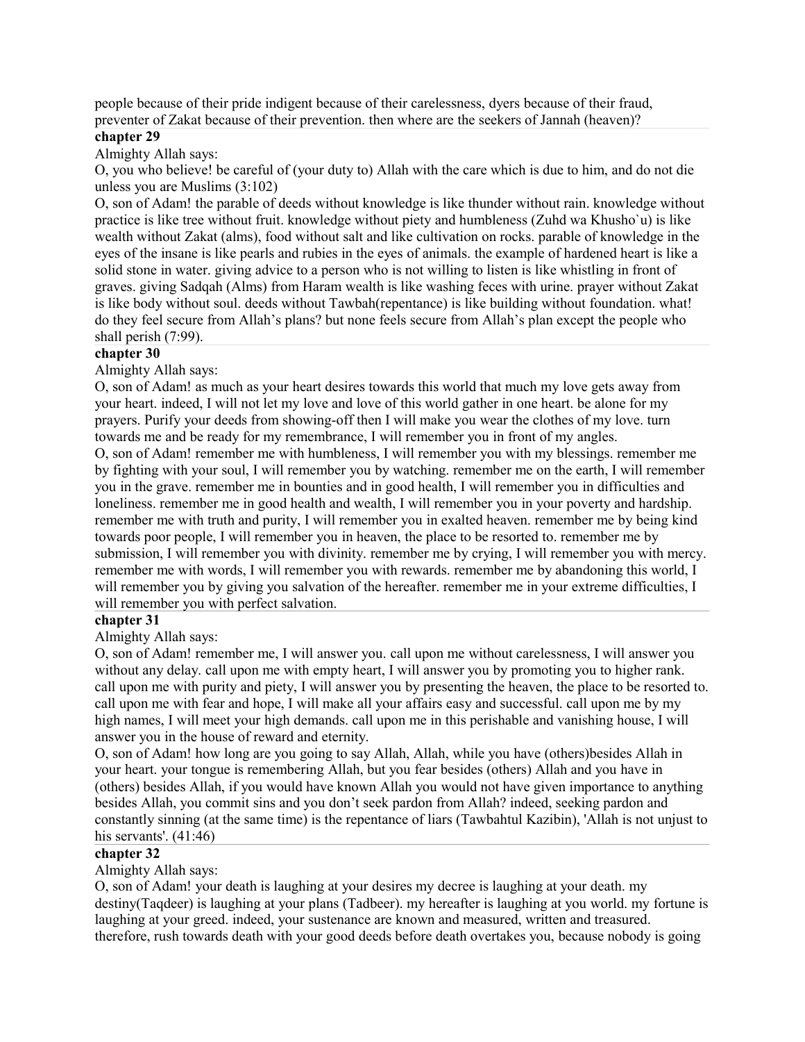people because of their pride indigent because of their carelessness, dyers because of their fraud, preventer of Zakat because of their prevention. then where are the seekers of Jannah (heaven)?

**chapter 29**

Almighty Allah says:

O, you who believe! be careful of (your duty to) Allah with the care which is due to him, and do not die unless you are Muslims (3:102)

O, son of Adam! the parable of deeds without knowledge is like thunder without rain. knowledge without practice is like tree without fruit. knowledge without piety and humbleness (Zuhd wa Khusho`u) is like wealth without Zakat (alms), food without salt and like cultivation on rocks. parable of knowledge in the eyes of the insane is like pearls and rubies in the eyes of animals. the example of hardened heart is like a solid stone in water. giving advice to a person who is not willing to listen is like whistling in front of graves. giving Sadqah (Alms) from Haram wealth is like washing feces with urine. prayer without Zakat is like body without soul. deeds without Tawbah(repentance) is like building without foundation. what! do they feel secure from Allah's plans? but none feels secure from Allah's plan except the people who shall perish (7:99).

**chapter 30**

Almighty Allah says:

O, son of Adam! as much as your heart desires towards this world that much my love gets away from your heart. indeed, I will not let my love and love of this world gather in one heart. be alone for my prayers. Purify your deeds from showing-off then I will make you wear the clothes of my love. turn towards me and be ready for my remembrance, I will remember you in front of my angles.

O, son of Adam! remember me with humbleness, I will remember you with my blessings. remember me by fighting with your soul, I will remember you by watching. remember me on the earth, I will remember you in the grave. remember me in bounties and in good health, I will remember you in difficulties and loneliness. remember me in good health and wealth, I will remember you in your poverty and hardship. remember me with truth and purity, I will remember you in exalted heaven. remember me by being kind towards poor people, I will remember you in heaven, the place to be resorted to. remember me by submission, I will remember you with divinity. remember me by crying, I will remember you with mercy. remember me with words, I will remember you with rewards. remember me by abandoning this world, I will remember you by giving you salvation of the hereafter. remember me in your extreme difficulties, I will remember you with perfect salvation.

**chapter 31**

Almighty Allah says:

O, son of Adam! remember me, I will answer you. call upon me without carelessness, I will answer you without any delay. call upon me with empty heart, I will answer you by promoting you to higher rank. call upon me with purity and piety, I will answer you by presenting the heaven, the place to be resorted to. call upon me with fear and hope, I will make all your affairs easy and successful. call upon me by my high names, I will meet your high demands. call upon me in this perishable and vanishing house, I will answer you in the house of reward and eternity.

O, son of Adam! how long are you going to say Allah, Allah, while you have (others)besides Allah in your heart. your tongue is remembering Allah, but you fear besides (others) Allah and you have in (others) besides Allah, if you would have known Allah you would not have given importance to anything besides Allah, you commit sins and you don't seek pardon from Allah? indeed, seeking pardon and constantly sinning (at the same time) is the repentance of liars (Tawbahtul Kazibin), 'Allah is not unjust to his servants'. (41:46)

**chapter 32**

Almighty Allah says:

O, son of Adam! your death is laughing at your desires my decree is laughing at your death. my destiny(Taqdeer) is laughing at your plans (Tadbeer). my hereafter is laughing at you world. my fortune is laughing at your greed. indeed, your sustenance are known and measured, written and treasured. therefore, rush towards death with your good deeds before death overtakes you, because nobody is going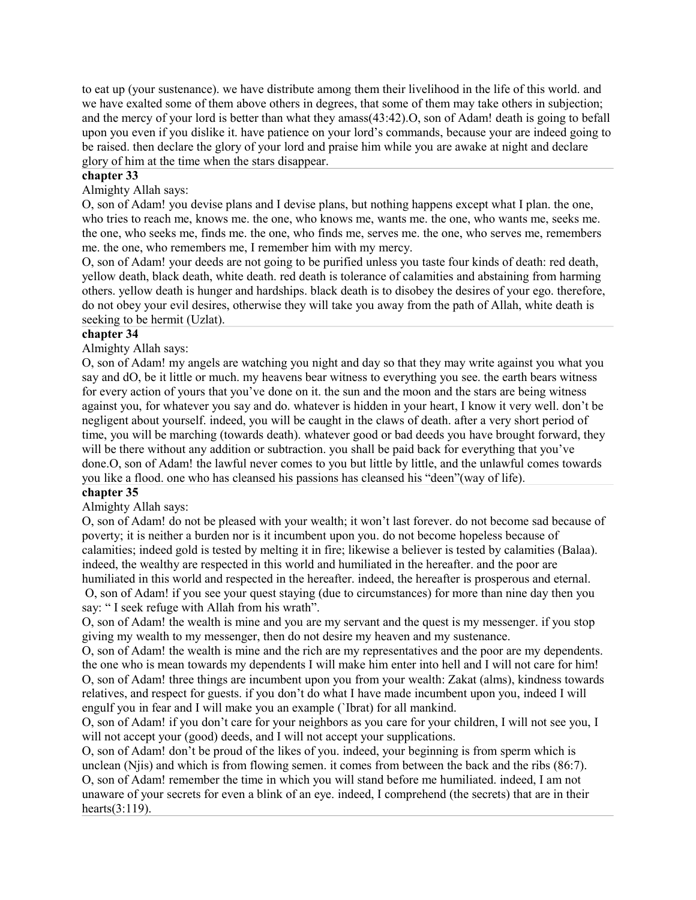to eat up (your sustenance). we have distribute among them their livelihood in the life of this world. and we have exalted some of them above others in degrees, that some of them may take others in subjection; and the mercy of your lord is better than what they amass(43:42).O, son of Adam! death is going to befall upon you even if you dislike it. have patience on your lord's commands, because your are indeed going to be raised. then declare the glory of your lord and praise him while you are awake at night and declare glory of him at the time when the stars disappear.

**chapter 33**

Almighty Allah says:

O, son of Adam! you devise plans and I devise plans, but nothing happens except what I plan. the one, who tries to reach me, knows me. the one, who knows me, wants me. the one, who wants me, seeks me. the one, who seeks me, finds me. the one, who finds me, serves me. the one, who serves me, remembers me. the one, who remembers me, I remember him with my mercy.

O, son of Adam! your deeds are not going to be purified unless you taste four kinds of death: red death, yellow death, black death, white death. red death is tolerance of calamities and abstaining from harming others. yellow death is hunger and hardships. black death is to disobey the desires of your ego. therefore, do not obey your evil desires, otherwise they will take you away from the path of Allah, white death is seeking to be hermit (Uzlat).

**chapter 34**

Almighty Allah says:

O, son of Adam! my angels are watching you night and day so that they may write against you what you say and dO, be it little or much. my heavens bear witness to everything you see. the earth bears witness for every action of yours that you've done on it. the sun and the moon and the stars are being witness against you, for whatever you say and do. whatever is hidden in your heart, I know it very well. don't be negligent about yourself. indeed, you will be caught in the claws of death. after a very short period of time, you will be marching (towards death). whatever good or bad deeds you have brought forward, they will be there without any addition or subtraction. you shall be paid back for everything that you've done.O, son of Adam! the lawful never comes to you but little by little, and the unlawful comes towards you like a flood. one who has cleansed his passions has cleansed his "deen"(way of life).

**chapter 35**

Almighty Allah says:

O, son of Adam! do not be pleased with your wealth; it won't last forever. do not become sad because of poverty; it is neither a burden nor is it incumbent upon you. do not become hopeless because of calamities; indeed gold is tested by melting it in fire; likewise a believer is tested by calamities (Balaa). indeed, the wealthy are respected in this world and humiliated in the hereafter. and the poor are humiliated in this world and respected in the hereafter. indeed, the hereafter is prosperous and eternal.

O, son of Adam! if you see your quest staying (due to circumstances) for more than nine day then you say: " I seek refuge with Allah from his wrath".

O, son of Adam! the wealth is mine and you are my servant and the quest is my messenger. if you stop giving my wealth to my messenger, then do not desire my heaven and my sustenance.

O, son of Adam! the wealth is mine and the rich are my representatives and the poor are my dependents. the one who is mean towards my dependents I will make him enter into hell and I will not care for him!

O, son of Adam! three things are incumbent upon you from your wealth: Zakat (alms), kindness towards relatives, and respect for guests. if you don't do what I have made incumbent upon you, indeed I will engulf you in fear and I will make you an example (`Ibrat) for all mankind.

O, son of Adam! if you don't care for your neighbors as you care for your children, I will not see you, I will not accept your (good) deeds, and I will not accept your supplications.

O, son of Adam! don't be proud of the likes of you. indeed, your beginning is from sperm which is unclean (Njis) and which is from flowing semen. it comes from between the back and the ribs (86:7).

O, son of Adam! remember the time in which you will stand before me humiliated. indeed, I am not unaware of your secrets for even a blink of an eye. indeed, I comprehend (the secrets) that are in their hearts(3:119).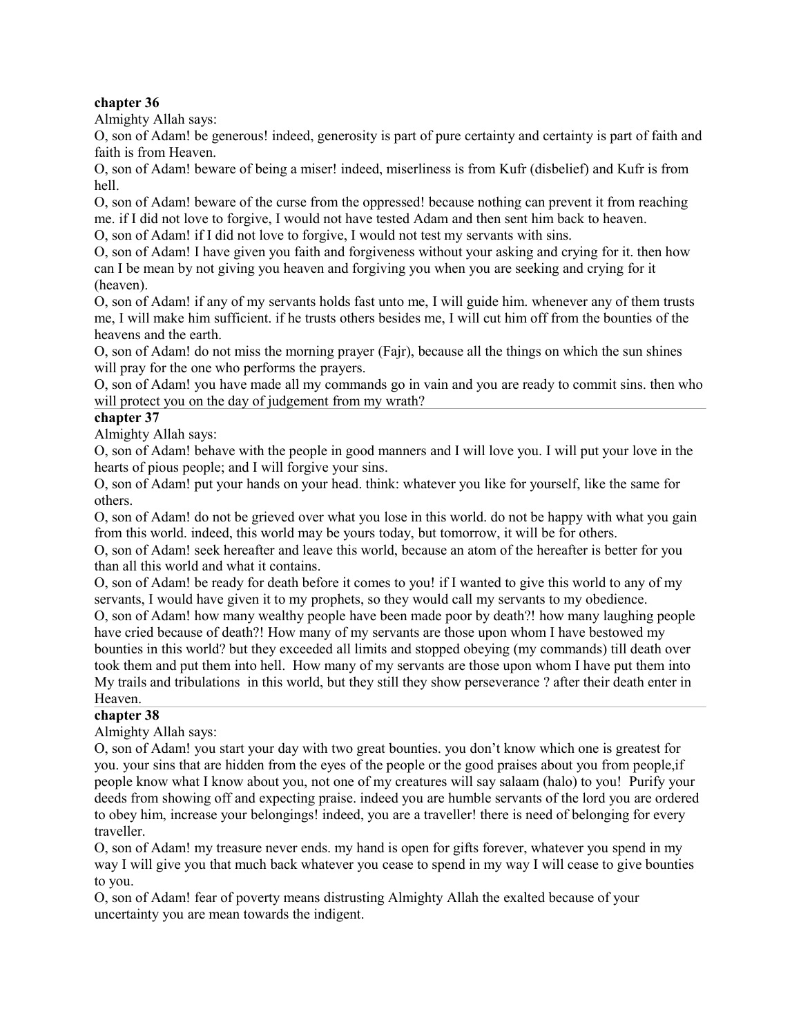**chapter 36**

Almighty Allah says:

O, son of Adam! be generous! indeed, generosity is part of pure certainty and certainty is part of faith and faith is from Heaven.

O, son of Adam! beware of being a miser! indeed, miserliness is from Kufr (disbelief) and Kufr is from hell.

O, son of Adam! beware of the curse from the oppressed! because nothing can prevent it from reaching me. if I did not love to forgive, I would not have tested Adam and then sent him back to heaven.

O, son of Adam! if I did not love to forgive, I would not test my servants with sins.

O, son of Adam! I have given you faith and forgiveness without your asking and crying for it. then how can I be mean by not giving you heaven and forgiving you when you are seeking and crying for it (heaven).

O, son of Adam! if any of my servants holds fast unto me, I will guide him. whenever any of them trusts me, I will make him sufficient. if he trusts others besides me, I will cut him off from the bounties of the heavens and the earth.

O, son of Adam! do not miss the morning prayer (Fajr), because all the things on which the sun shines will pray for the one who performs the prayers.

O, son of Adam! you have made all my commands go in vain and you are ready to commit sins. then who will protect you on the day of judgement from my wrath?

---

**chapter 37**

Almighty Allah says:

O, son of Adam! behave with the people in good manners and I will love you. I will put your love in the hearts of pious people; and I will forgive your sins.

O, son of Adam! put your hands on your head. think: whatever you like for yourself, like the same for others.

O, son of Adam! do not be grieved over what you lose in this world. do not be happy with what you gain from this world. indeed, this world may be yours today, but tomorrow, it will be for others.

O, son of Adam! seek hereafter and leave this world, because an atom of the hereafter is better for you than all this world and what it contains.

O, son of Adam! be ready for death before it comes to you! if I wanted to give this world to any of my servants, I would have given it to my prophets, so they would call my servants to my obedience.

O, son of Adam! how many wealthy people have been made poor by death?! how many laughing people have cried because of death?! How many of my servants are those upon whom I have bestowed my bounties in this world? but they exceeded all limits and stopped obeying (my commands) till death over took them and put them into hell. How many of my servants are those upon whom I have put them into My trails and tribulations in this world, but they still they show perseverance ? after their death enter in Heaven.

---

**chapter 38**

Almighty Allah says:

O, son of Adam! you start your day with two great bounties. you don't know which one is greatest for you. your sins that are hidden from the eyes of the people or the good praises about you from people,if people know what I know about you, not one of my creatures will say salaam (halo) to you! Purify your deeds from showing off and expecting praise. indeed you are humble servants of the lord you are ordered to obey him, increase your belongings! indeed, you are a traveller! there is need of belonging for every traveller.

O, son of Adam! my treasure never ends. my hand is open for gifts forever, whatever you spend in my way I will give you that much back whatever you cease to spend in my way I will cease to give bounties to you.

O, son of Adam! fear of poverty means distrusting Almighty Allah the exalted because of your uncertainty you are mean towards the indigent.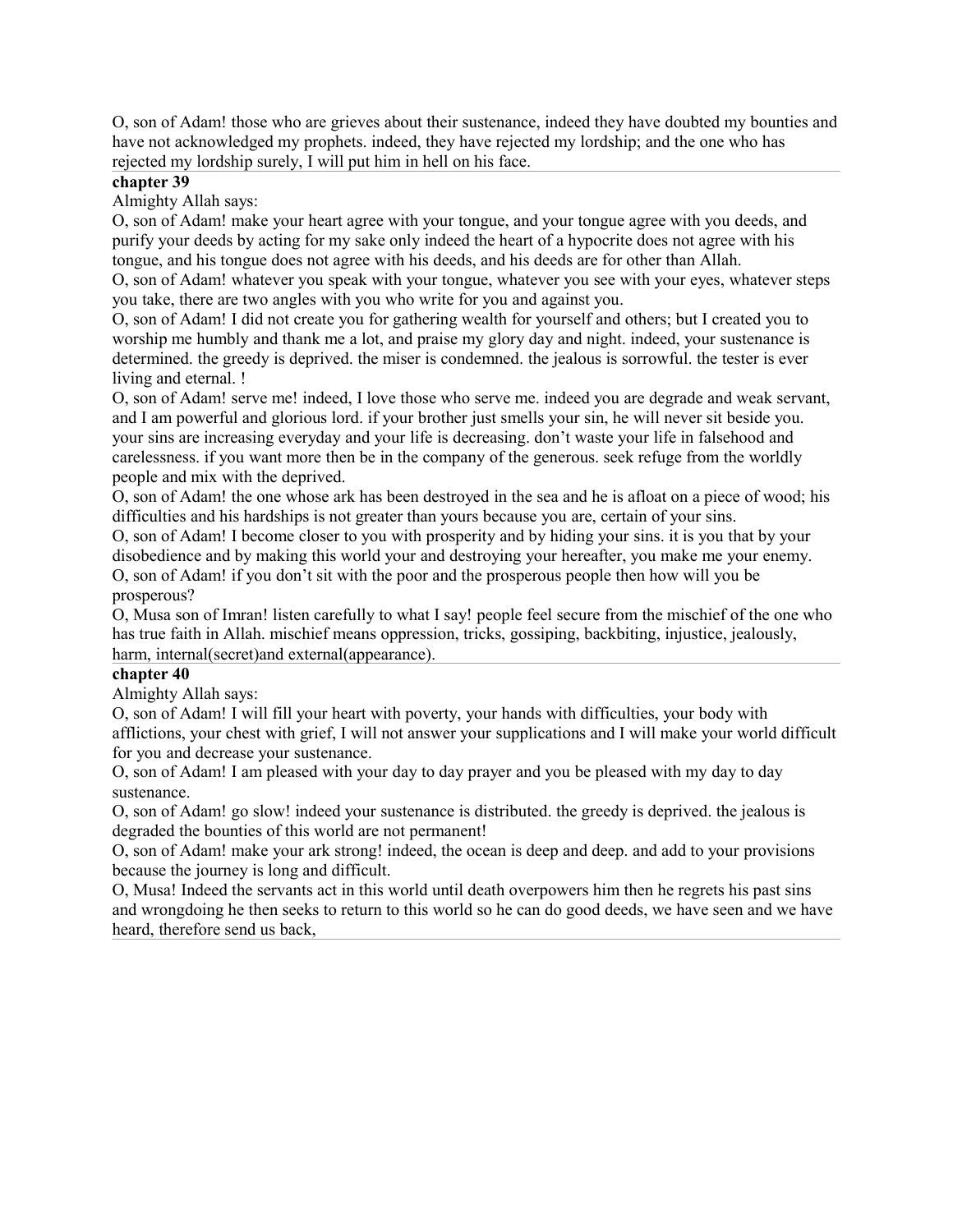O, son of Adam! those who are grieves about their sustenance, indeed they have doubted my bounties and have not acknowledged my prophets. indeed, they have rejected my lordship; and the one who has rejected my lordship surely, I will put him in hell on his face.

**chapter 39**

Almighty Allah says:

O, son of Adam! make your heart agree with your tongue, and your tongue agree with you deeds, and purify your deeds by acting for my sake only indeed the heart of a hypocrite does not agree with his tongue, and his tongue does not agree with his deeds, and his deeds are for other than Allah.

O, son of Adam! whatever you speak with your tongue, whatever you see with your eyes, whatever steps you take, there are two angles with you who write for you and against you.

O, son of Adam! I did not create you for gathering wealth for yourself and others; but I created you to worship me humbly and thank me a lot, and praise my glory day and night. indeed, your sustenance is determined. the greedy is deprived. the miser is condemned. the jealous is sorrowful. the tester is ever living and eternal. !

O, son of Adam! serve me! indeed, I love those who serve me. indeed you are degrade and weak servant, and I am powerful and glorious lord. if your brother just smells your sin, he will never sit beside you. your sins are increasing everyday and your life is decreasing. don't waste your life in falsehood and carelessness. if you want more then be in the company of the generous. seek refuge from the worldly people and mix with the deprived.

O, son of Adam! the one whose ark has been destroyed in the sea and he is afloat on a piece of wood; his difficulties and his hardships is not greater than yours because you are, certain of your sins.

O, son of Adam! I become closer to you with prosperity and by hiding your sins. it is you that by your disobedience and by making this world your and destroying your hereafter, you make me your enemy.

O, son of Adam! if you don't sit with the poor and the prosperous people then how will you be prosperous?

O, Musa son of Imran! listen carefully to what I say! people feel secure from the mischief of the one who has true faith in Allah. mischief means oppression, tricks, gossiping, backbiting, injustice, jealously, harm, internal(secret)and external(appearance).

**chapter 40**

Almighty Allah says:

O, son of Adam! I will fill your heart with poverty, your hands with difficulties, your body with afflictions, your chest with grief, I will not answer your supplications and I will make your world difficult for you and decrease your sustenance.

O, son of Adam! I am pleased with your day to day prayer and you be pleased with my day to day sustenance.

O, son of Adam! go slow! indeed your sustenance is distributed. the greedy is deprived. the jealous is degraded the bounties of this world are not permanent!

O, son of Adam! make your ark strong! indeed, the ocean is deep and deep. and add to your provisions because the journey is long and difficult.

O, Musa! Indeed the servants act in this world until death overpowers him then he regrets his past sins and wrongdoing he then seeks to return to this world so he can do good deeds, we have seen and we have heard, therefore send us back,